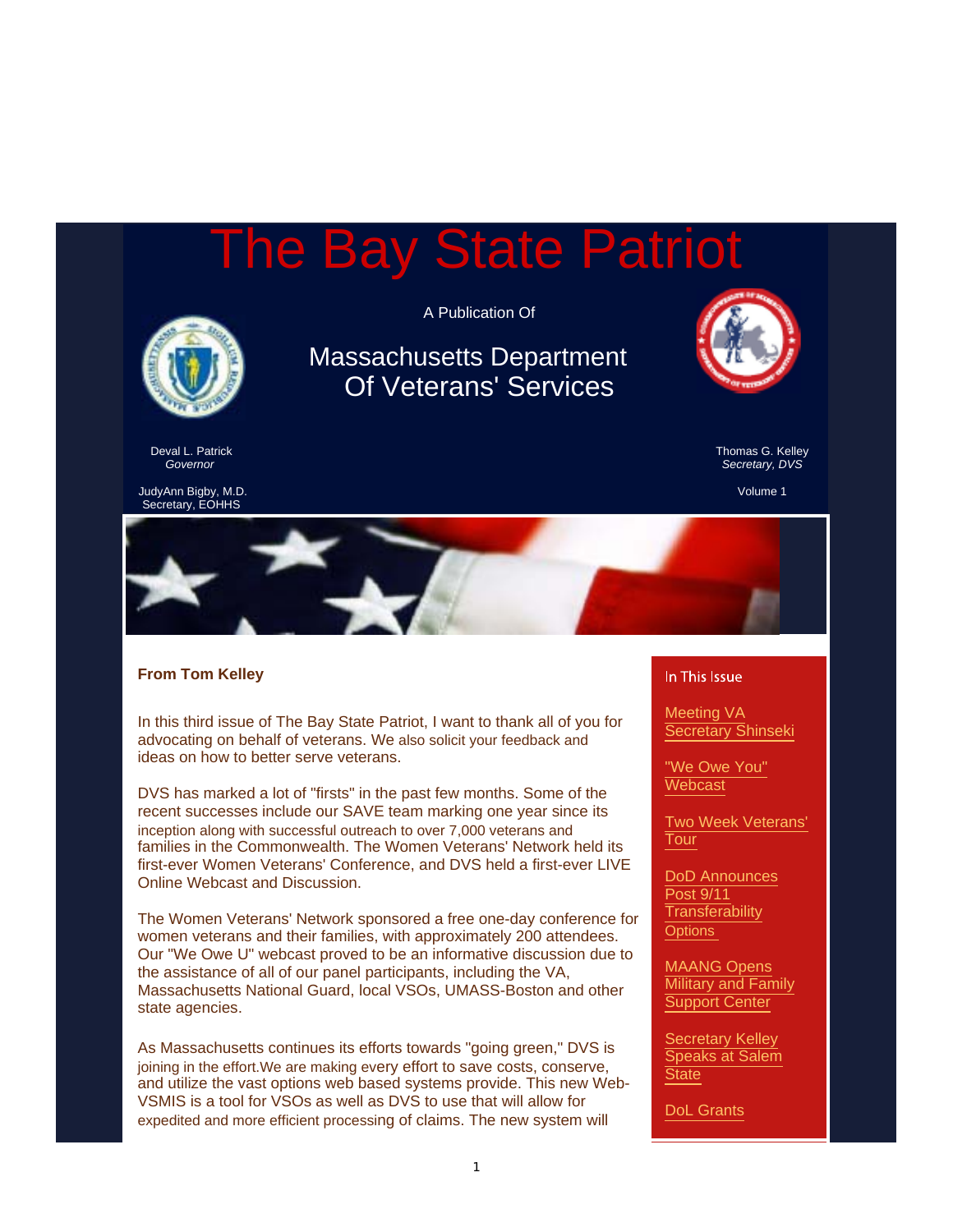# The Bay State Patriot

A Publication Of

## Massachusetts Department Of Veterans' Services

Deval L. Patrick
*Governor*

JudyAnn Bigby, M.D.
Secretary, EOHHS

Thomas G. Kelley
*Secretary, DVS*

Volume 1

**From Tom Kelley**

In this third issue of The Bay State Patriot, I want to thank all of you for advocating on behalf of veterans. We also solicit your feedback and ideas on how to better serve veterans.

DVS has marked a lot of "firsts" in the past few months. Some of the recent successes include our SAVE team marking one year since its inception along with successful outreach to over 7,000 veterans and families in the Commonwealth. The Women Veterans' Network held its first-ever Women Veterans' Conference, and DVS held a first-ever LIVE Online Webcast and Discussion.

The Women Veterans' Network sponsored a free one-day conference for women veterans and their families, with approximately 200 attendees. Our "We Owe U" webcast proved to be an informative discussion due to the assistance of all of our panel participants, including the VA, Massachusetts National Guard, local VSOs, UMASS-Boston and other state agencies.

As Massachusetts continues its efforts towards "going green," DVS is joining in the effort.We are making every effort to save costs, conserve, and utilize the vast options web based systems provide. This new Web-VSMIS is a tool for VSOs as well as DVS to use that will allow for expedited and more efficient processing of claims. The new system will

**In This Issue**

- Meeting VA Secretary Shinseki
- "We Owe You" Webcast
- Two Week Veterans' Tour
- DoD Announces Post 9/11 Transferability Options
- MAANG Opens Military and Family Support Center
- Secretary Kelley Speaks at Salem State
- DoL Grants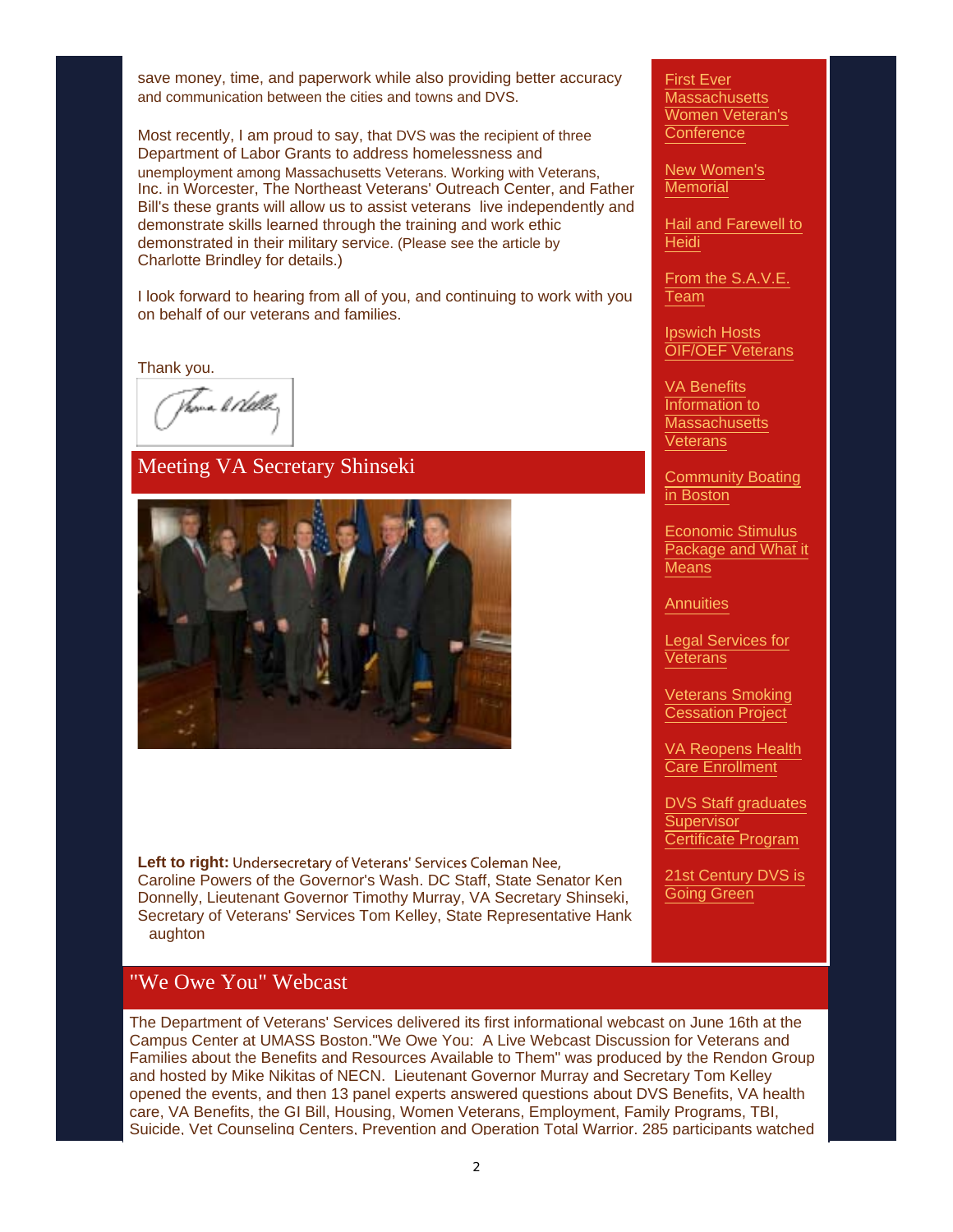save money, time, and paperwork while also providing better accuracy and communication between the cities and towns and DVS.

Most recently, I am proud to say, that DVS was the recipient of three Department of Labor Grants to address homelessness and unemployment among Massachusetts Veterans. Working with Veterans, Inc. in Worcester, The Northeast Veterans' Outreach Center, and Father Bill's these grants will allow us to assist veterans live independently and demonstrate skills learned through the training and work ethic demonstrated in their military service. (Please see the article by Charlotte Brindley for details.)

I look forward to hearing from all of you, and continuing to work with you on behalf of our veterans and families.

Thank you.

## Meeting VA Secretary Shinseki

**Left to right:** Undersecretary of Veterans' Services Coleman Nee, Caroline Powers of the Governor's Wash. DC Staff, State Senator Ken Donnelly, Lieutenant Governor Timothy Murray, VA Secretary Shinseki, Secretary of Veterans' Services Tom Kelley, State Representative Hank aughton

- First Ever Massachusetts Women Veteran's Conference
- New Women's Memorial
- Hail and Farewell to Heidi
- From the S.A.V.E. Team
- Ipswich Hosts OIF/OEF Veterans
- VA Benefits Information to Massachusetts Veterans
- Community Boating in Boston
- Economic Stimulus Package and What it Means
- Annuities
- Legal Services for Veterans
- Veterans Smoking Cessation Project
- VA Reopens Health Care Enrollment
- DVS Staff graduates Supervisor Certificate Program
- 21st Century DVS is Going Green

## "We Owe You" Webcast

The Department of Veterans' Services delivered its first informational webcast on June 16th at the Campus Center at UMASS Boston."We Owe You: A Live Webcast Discussion for Veterans and Families about the Benefits and Resources Available to Them" was produced by the Rendon Group and hosted by Mike Nikitas of NECN. Lieutenant Governor Murray and Secretary Tom Kelley opened the events, and then 13 panel experts answered questions about DVS Benefits, VA health care, VA Benefits, the GI Bill, Housing, Women Veterans, Employment, Family Programs, TBI, Suicide, Vet Counseling Centers, Prevention and Operation Total Warrior. 285 participants watched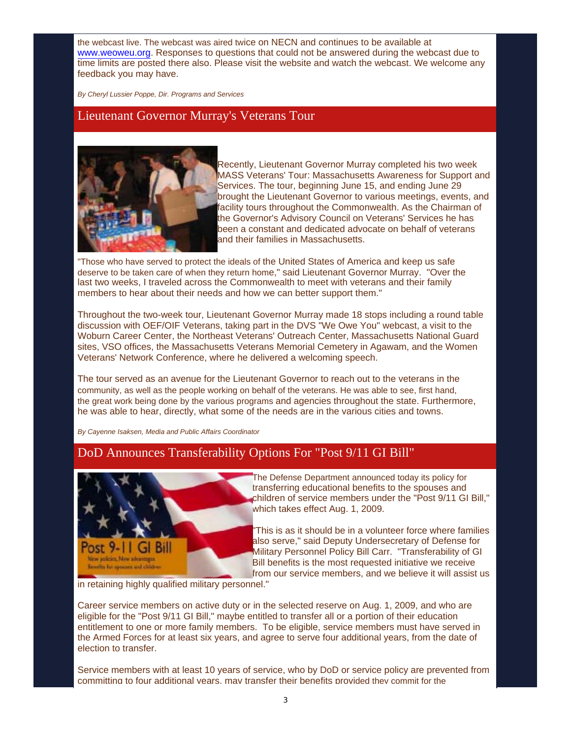the webcast live. The webcast was aired twice on NECN and continues to be available at www.weoweu.org. Responses to questions that could not be answered during the webcast due to time limits are posted there also. Please visit the website and watch the webcast. We welcome any feedback you may have.

*By Cheryl Lussier Poppe, Dir. Programs and Services*

## Lieutenant Governor Murray's Veterans Tour

Recently, Lieutenant Governor Murray completed his two week MASS Veterans' Tour: Massachusetts Awareness for Support and Services. The tour, beginning June 15, and ending June 29 brought the Lieutenant Governor to various meetings, events, and facility tours throughout the Commonwealth. As the Chairman of the Governor's Advisory Council on Veterans' Services he has been a constant and dedicated advocate on behalf of veterans and their families in Massachusetts.

"Those who have served to protect the ideals of the United States of America and keep us safe deserve to be taken care of when they return home," said Lieutenant Governor Murray. "Over the last two weeks, I traveled across the Commonwealth to meet with veterans and their family members to hear about their needs and how we can better support them."

Throughout the two-week tour, Lieutenant Governor Murray made 18 stops including a round table discussion with OEF/OIF Veterans, taking part in the DVS "We Owe You" webcast, a visit to the Woburn Career Center, the Northeast Veterans' Outreach Center, Massachusetts National Guard sites, VSO offices, the Massachusetts Veterans Memorial Cemetery in Agawam, and the Women Veterans' Network Conference, where he delivered a welcoming speech.

The tour served as an avenue for the Lieutenant Governor to reach out to the veterans in the community, as well as the people working on behalf of the veterans. He was able to see, first hand, the great work being done by the various programs and agencies throughout the state. Furthermore, he was able to hear, directly, what some of the needs are in the various cities and towns.

*By Cayenne Isaksen, Media and Public Affairs Coordinator*

## DoD Announces Transferability Options For "Post 9/11 GI Bill"

The Defense Department announced today its policy for transferring educational benefits to the spouses and children of service members under the "Post 9/11 GI Bill," which takes effect Aug. 1, 2009.

"This is as it should be in a volunteer force where families also serve," said Deputy Undersecretary of Defense for Military Personnel Policy Bill Carr. "Transferability of GI Bill benefits is the most requested initiative we receive from our service members, and we believe it will assist us in retaining highly qualified military personnel."

Career service members on active duty or in the selected reserve on Aug. 1, 2009, and who are eligible for the "Post 9/11 GI Bill," maybe entitled to transfer all or a portion of their education entitlement to one or more family members. To be eligible, service members must have served in the Armed Forces for at least six years, and agree to serve four additional years, from the date of election to transfer.

Service members with at least 10 years of service, who by DoD or service policy are prevented from committing to four additional years, may transfer their benefits provided they commit for the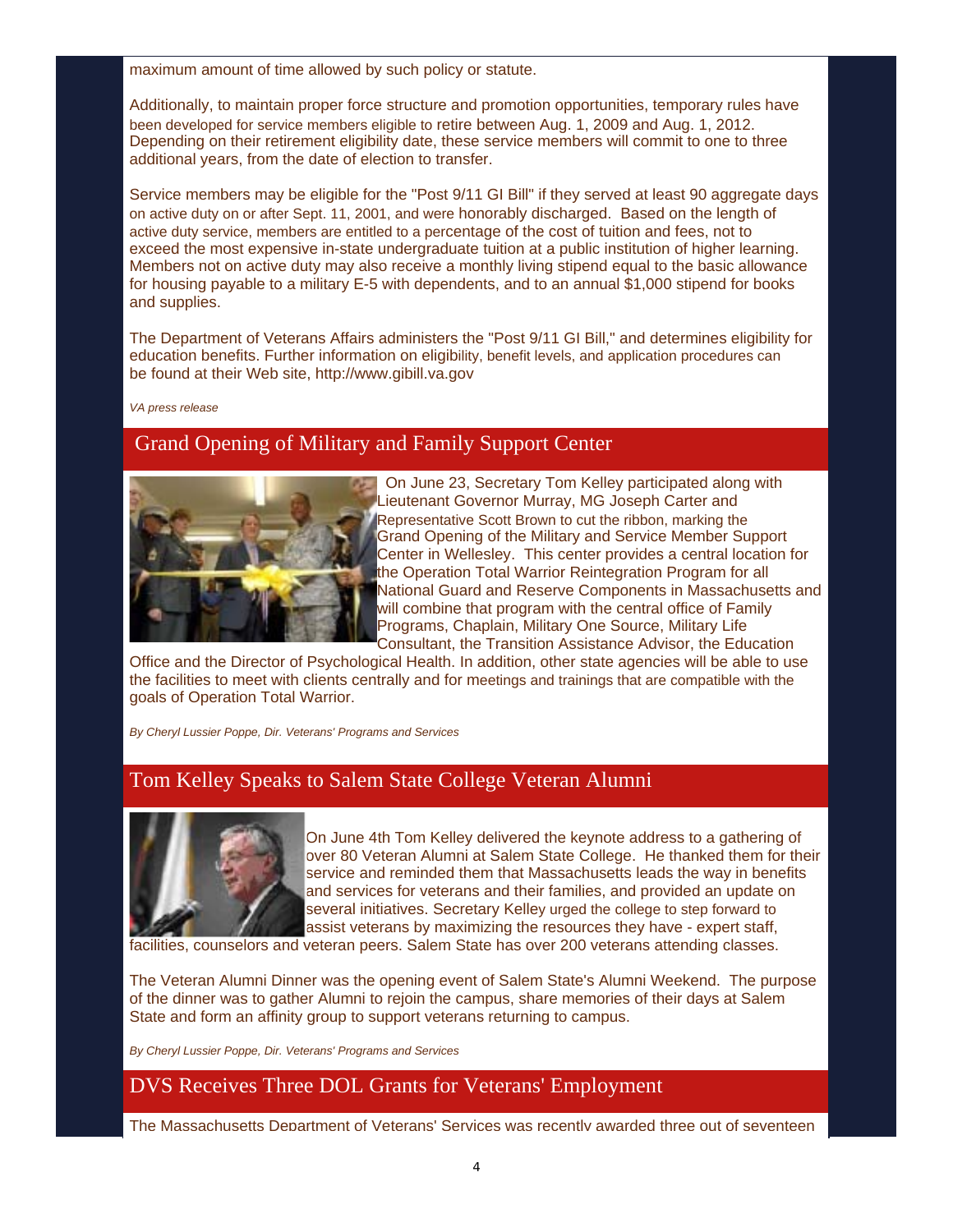maximum amount of time allowed by such policy or statute.

Additionally, to maintain proper force structure and promotion opportunities, temporary rules have been developed for service members eligible to retire between Aug. 1, 2009 and Aug. 1, 2012. Depending on their retirement eligibility date, these service members will commit to one to three additional years, from the date of election to transfer.

Service members may be eligible for the "Post 9/11 GI Bill" if they served at least 90 aggregate days on active duty on or after Sept. 11, 2001, and were honorably discharged. Based on the length of active duty service, members are entitled to a percentage of the cost of tuition and fees, not to exceed the most expensive in-state undergraduate tuition at a public institution of higher learning. Members not on active duty may also receive a monthly living stipend equal to the basic allowance for housing payable to a military E-5 with dependents, and to an annual $1,000 stipend for books and supplies.

The Department of Veterans Affairs administers the "Post 9/11 GI Bill," and determines eligibility for education benefits. Further information on eligibility, benefit levels, and application procedures can be found at their Web site, http://www.gibill.va.gov

*VA press release*

## Grand Opening of Military and Family Support Center

On June 23, Secretary Tom Kelley participated along with Lieutenant Governor Murray, MG Joseph Carter and Representative Scott Brown to cut the ribbon, marking the Grand Opening of the Military and Service Member Support Center in Wellesley. This center provides a central location for the Operation Total Warrior Reintegration Program for all National Guard and Reserve Components in Massachusetts and will combine that program with the central office of Family Programs, Chaplain, Military One Source, Military Life Consultant, the Transition Assistance Advisor, the Education Office and the Director of Psychological Health. In addition, other state agencies will be able to use the facilities to meet with clients centrally and for meetings and trainings that are compatible with the goals of Operation Total Warrior.

*By Cheryl Lussier Poppe, Dir. Veterans' Programs and Services*

## Tom Kelley Speaks to Salem State College Veteran Alumni

On June 4th Tom Kelley delivered the keynote address to a gathering of over 80 Veteran Alumni at Salem State College. He thanked them for their service and reminded them that Massachusetts leads the way in benefits and services for veterans and their families, and provided an update on several initiatives. Secretary Kelley urged the college to step forward to assist veterans by maximizing the resources they have - expert staff, facilities, counselors and veteran peers. Salem State has over 200 veterans attending classes.

The Veteran Alumni Dinner was the opening event of Salem State's Alumni Weekend. The purpose of the dinner was to gather Alumni to rejoin the campus, share memories of their days at Salem State and form an affinity group to support veterans returning to campus.

*By Cheryl Lussier Poppe, Dir. Veterans' Programs and Services*

## DVS Receives Three DOL Grants for Veterans' Employment

The Massachusetts Department of Veterans' Services was recently awarded three out of seventeen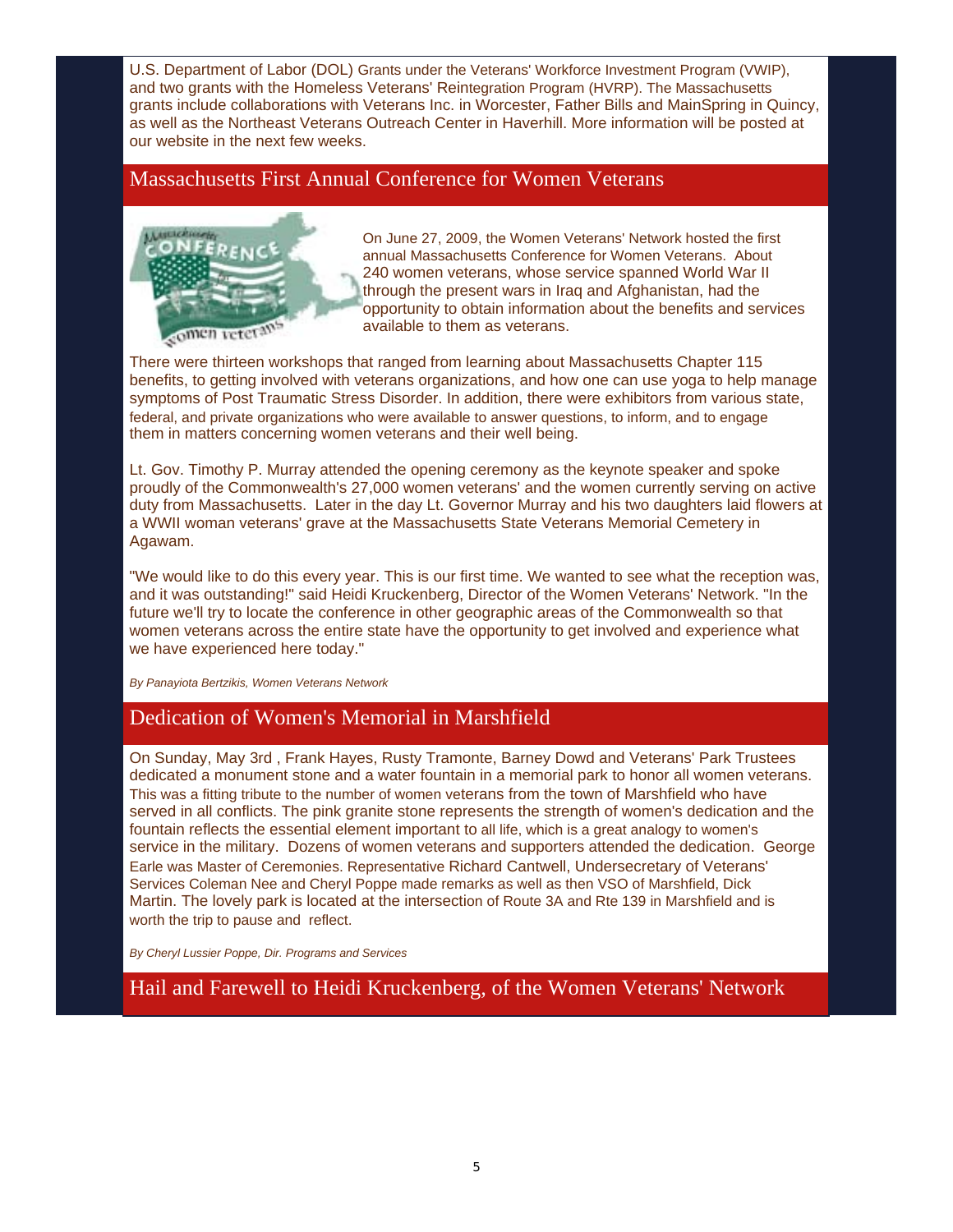U.S. Department of Labor (DOL) Grants under the Veterans' Workforce Investment Program (VWIP), and two grants with the Homeless Veterans' Reintegration Program (HVRP). The Massachusetts grants include collaborations with Veterans Inc. in Worcester, Father Bills and MainSpring in Quincy, as well as the Northeast Veterans Outreach Center in Haverhill. More information will be posted at our website in the next few weeks.

## Massachusetts First Annual Conference for Women Veterans

On June 27, 2009, the Women Veterans' Network hosted the first annual Massachusetts Conference for Women Veterans. About 240 women veterans, whose service spanned World War II through the present wars in Iraq and Afghanistan, had the opportunity to obtain information about the benefits and services available to them as veterans.

There were thirteen workshops that ranged from learning about Massachusetts Chapter 115 benefits, to getting involved with veterans organizations, and how one can use yoga to help manage symptoms of Post Traumatic Stress Disorder. In addition, there were exhibitors from various state, federal, and private organizations who were available to answer questions, to inform, and to engage them in matters concerning women veterans and their well being.

Lt. Gov. Timothy P. Murray attended the opening ceremony as the keynote speaker and spoke proudly of the Commonwealth's 27,000 women veterans' and the women currently serving on active duty from Massachusetts. Later in the day Lt. Governor Murray and his two daughters laid flowers at a WWII woman veterans' grave at the Massachusetts State Veterans Memorial Cemetery in Agawam.

"We would like to do this every year. This is our first time. We wanted to see what the reception was, and it was outstanding!" said Heidi Kruckenberg, Director of the Women Veterans' Network. "In the future we'll try to locate the conference in other geographic areas of the Commonwealth so that women veterans across the entire state have the opportunity to get involved and experience what we have experienced here today."

*By Panayiota Bertzikis, Women Veterans Network*

## Dedication of Women's Memorial in Marshfield

On Sunday, May 3rd , Frank Hayes, Rusty Tramonte, Barney Dowd and Veterans' Park Trustees dedicated a monument stone and a water fountain in a memorial park to honor all women veterans. This was a fitting tribute to the number of women veterans from the town of Marshfield who have served in all conflicts. The pink granite stone represents the strength of women's dedication and the fountain reflects the essential element important to all life, which is a great analogy to women's service in the military. Dozens of women veterans and supporters attended the dedication. George Earle was Master of Ceremonies. Representative Richard Cantwell, Undersecretary of Veterans' Services Coleman Nee and Cheryl Poppe made remarks as well as then VSO of Marshfield, Dick Martin. The lovely park is located at the intersection of Route 3A and Rte 139 in Marshfield and is worth the trip to pause and reflect.

*By Cheryl Lussier Poppe, Dir. Programs and Services*

## Hail and Farewell to Heidi Kruckenberg, of the Women Veterans' Network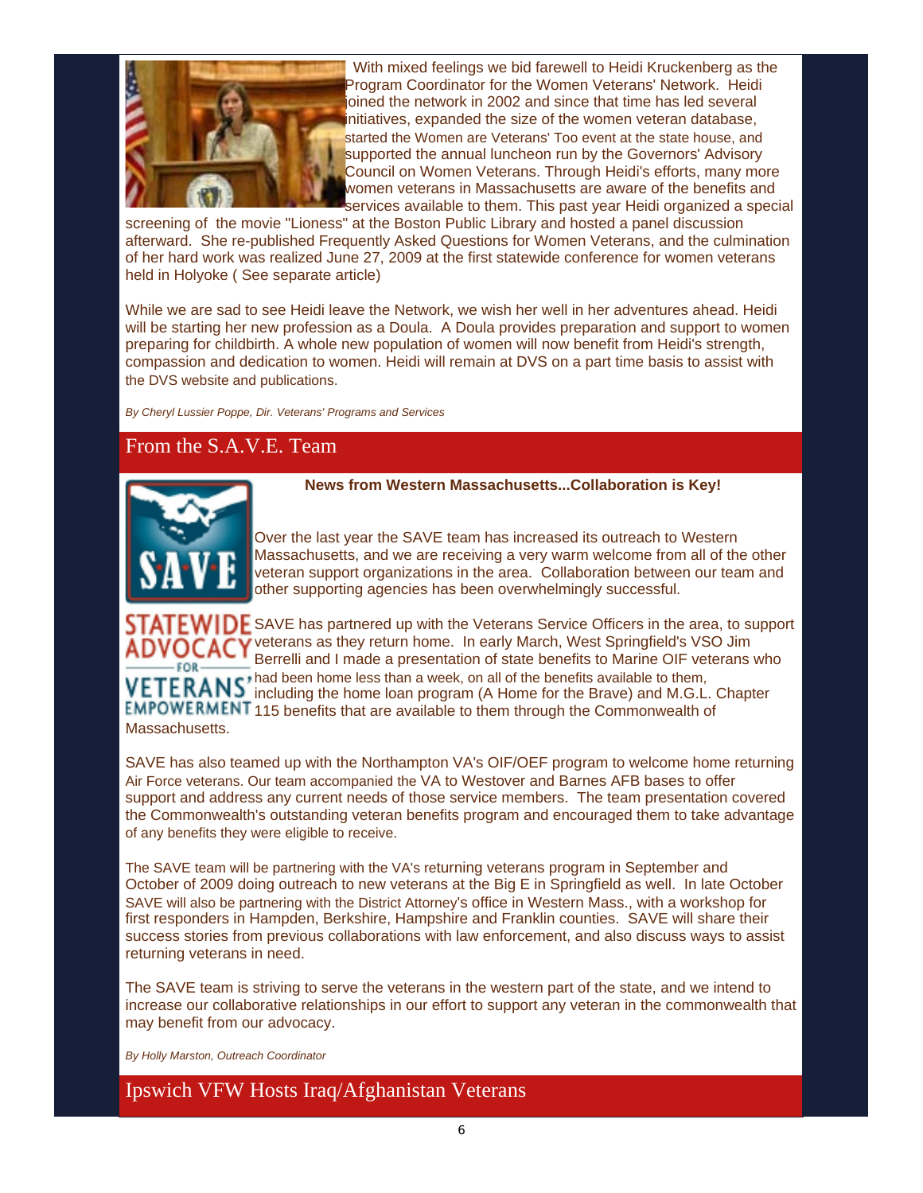With mixed feelings we bid farewell to Heidi Kruckenberg as the Program Coordinator for the Women Veterans' Network. Heidi joined the network in 2002 and since that time has led several initiatives, expanded the size of the women veteran database, started the Women are Veterans' Too event at the state house, and supported the annual luncheon run by the Governors' Advisory Council on Women Veterans. Through Heidi's efforts, many more women veterans in Massachusetts are aware of the benefits and services available to them. This past year Heidi organized a special screening of the movie "Lioness" at the Boston Public Library and hosted a panel discussion afterward. She re-published Frequently Asked Questions for Women Veterans, and the culmination of her hard work was realized June 27, 2009 at the first statewide conference for women veterans held in Holyoke ( See separate article)

While we are sad to see Heidi leave the Network, we wish her well in her adventures ahead. Heidi will be starting her new profession as a Doula. A Doula provides preparation and support to women preparing for childbirth. A whole new population of women will now benefit from Heidi's strength, compassion and dedication to women. Heidi will remain at DVS on a part time basis to assist with the DVS website and publications.

*By Cheryl Lussier Poppe, Dir. Veterans' Programs and Services*

## From the S.A.V.E. Team

**News from Western Massachusetts...Collaboration is Key!**

Over the last year the SAVE team has increased its outreach to Western Massachusetts, and we are receiving a very warm welcome from all of the other veteran support organizations in the area. Collaboration between our team and other supporting agencies has been overwhelmingly successful.

SAVE has partnered up with the Veterans Service Officers in the area, to support veterans as they return home. In early March, West Springfield's VSO Jim Berrelli and I made a presentation of state benefits to Marine OIF veterans who had been home less than a week, on all of the benefits available to them, including the home loan program (A Home for the Brave) and M.G.L. Chapter 115 benefits that are available to them through the Commonwealth of Massachusetts.

SAVE has also teamed up with the Northampton VA's OIF/OEF program to welcome home returning Air Force veterans. Our team accompanied the VA to Westover and Barnes AFB bases to offer support and address any current needs of those service members. The team presentation covered the Commonwealth's outstanding veteran benefits program and encouraged them to take advantage of any benefits they were eligible to receive.

The SAVE team will be partnering with the VA's returning veterans program in September and October of 2009 doing outreach to new veterans at the Big E in Springfield as well. In late October SAVE will also be partnering with the District Attorney's office in Western Mass., with a workshop for first responders in Hampden, Berkshire, Hampshire and Franklin counties. SAVE will share their success stories from previous collaborations with law enforcement, and also discuss ways to assist returning veterans in need.

The SAVE team is striving to serve the veterans in the western part of the state, and we intend to increase our collaborative relationships in our effort to support any veteran in the commonwealth that may benefit from our advocacy.

*By Holly Marston, Outreach Coordinator*

## Ipswich VFW Hosts Iraq/Afghanistan Veterans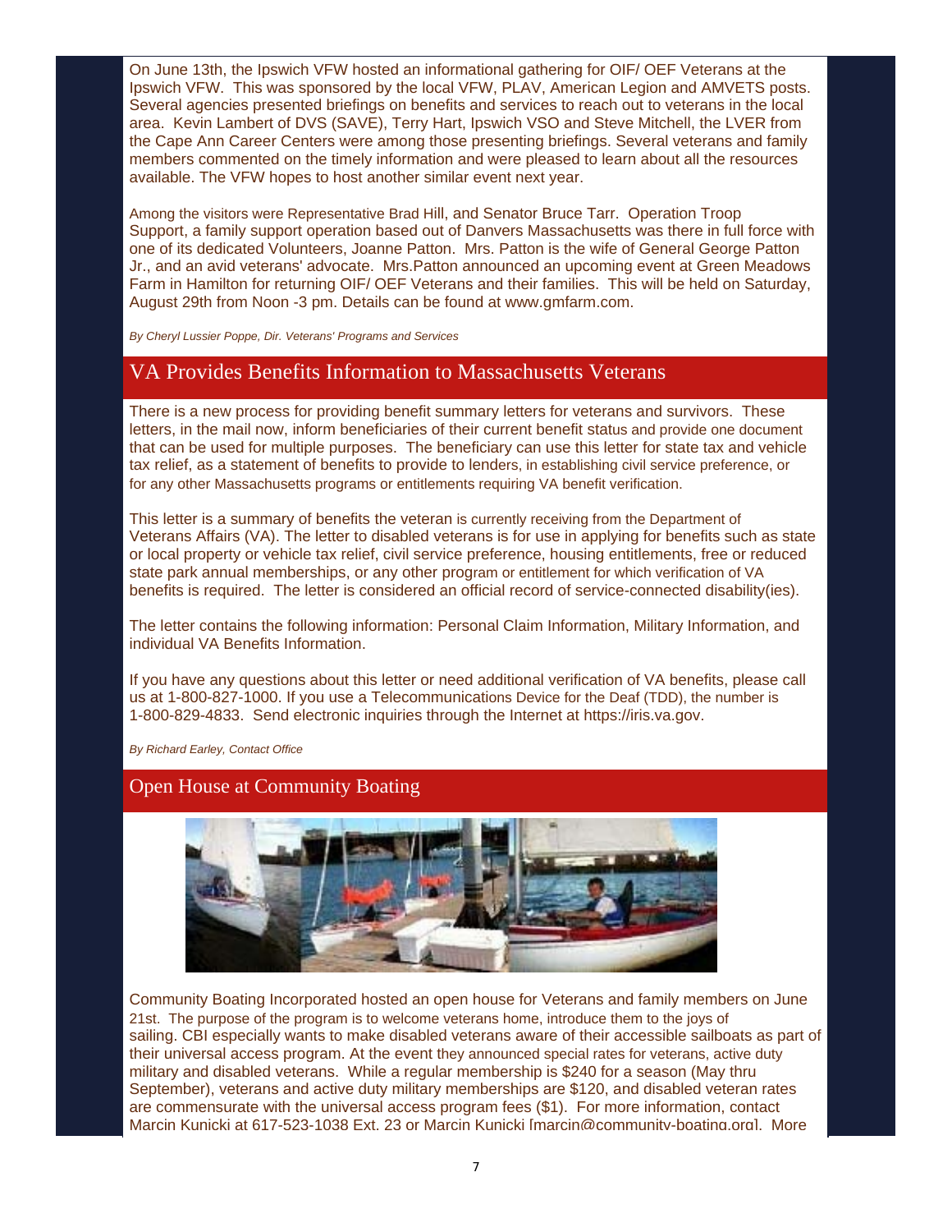On June 13th, the Ipswich VFW hosted an informational gathering for OIF/ OEF Veterans at the Ipswich VFW. This was sponsored by the local VFW, PLAV, American Legion and AMVETS posts. Several agencies presented briefings on benefits and services to reach out to veterans in the local area. Kevin Lambert of DVS (SAVE), Terry Hart, Ipswich VSO and Steve Mitchell, the LVER from the Cape Ann Career Centers were among those presenting briefings. Several veterans and family members commented on the timely information and were pleased to learn about all the resources available. The VFW hopes to host another similar event next year.

Among the visitors were Representative Brad Hill, and Senator Bruce Tarr. Operation Troop Support, a family support operation based out of Danvers Massachusetts was there in full force with one of its dedicated Volunteers, Joanne Patton. Mrs. Patton is the wife of General George Patton Jr., and an avid veterans' advocate. Mrs.Patton announced an upcoming event at Green Meadows Farm in Hamilton for returning OIF/ OEF Veterans and their families. This will be held on Saturday, August 29th from Noon -3 pm. Details can be found at www.gmfarm.com.

*By Cheryl Lussier Poppe, Dir. Veterans' Programs and Services*

## VA Provides Benefits Information to Massachusetts Veterans

There is a new process for providing benefit summary letters for veterans and survivors. These letters, in the mail now, inform beneficiaries of their current benefit status and provide one document that can be used for multiple purposes. The beneficiary can use this letter for state tax and vehicle tax relief, as a statement of benefits to provide to lenders, in establishing civil service preference, or for any other Massachusetts programs or entitlements requiring VA benefit verification.

This letter is a summary of benefits the veteran is currently receiving from the Department of Veterans Affairs (VA). The letter to disabled veterans is for use in applying for benefits such as state or local property or vehicle tax relief, civil service preference, housing entitlements, free or reduced state park annual memberships, or any other program or entitlement for which verification of VA benefits is required. The letter is considered an official record of service-connected disability(ies).

The letter contains the following information: Personal Claim Information, Military Information, and individual VA Benefits Information.

If you have any questions about this letter or need additional verification of VA benefits, please call us at 1-800-827-1000. If you use a Telecommunications Device for the Deaf (TDD), the number is 1-800-829-4833. Send electronic inquiries through the Internet at https://iris.va.gov.

*By Richard Earley, Contact Office*

## Open House at Community Boating

Community Boating Incorporated hosted an open house for Veterans and family members on June 21st. The purpose of the program is to welcome veterans home, introduce them to the joys of sailing. CBI especially wants to make disabled veterans aware of their accessible sailboats as part of their universal access program. At the event they announced special rates for veterans, active duty military and disabled veterans. While a regular membership is $240 for a season (May thru September), veterans and active duty military memberships are $120, and disabled veteran rates are commensurate with the universal access program fees ($1). For more information, contact Marcin Kunicki at 617-523-1038 Ext. 23 or Marcin Kunicki [marcin@community-boating.org]. More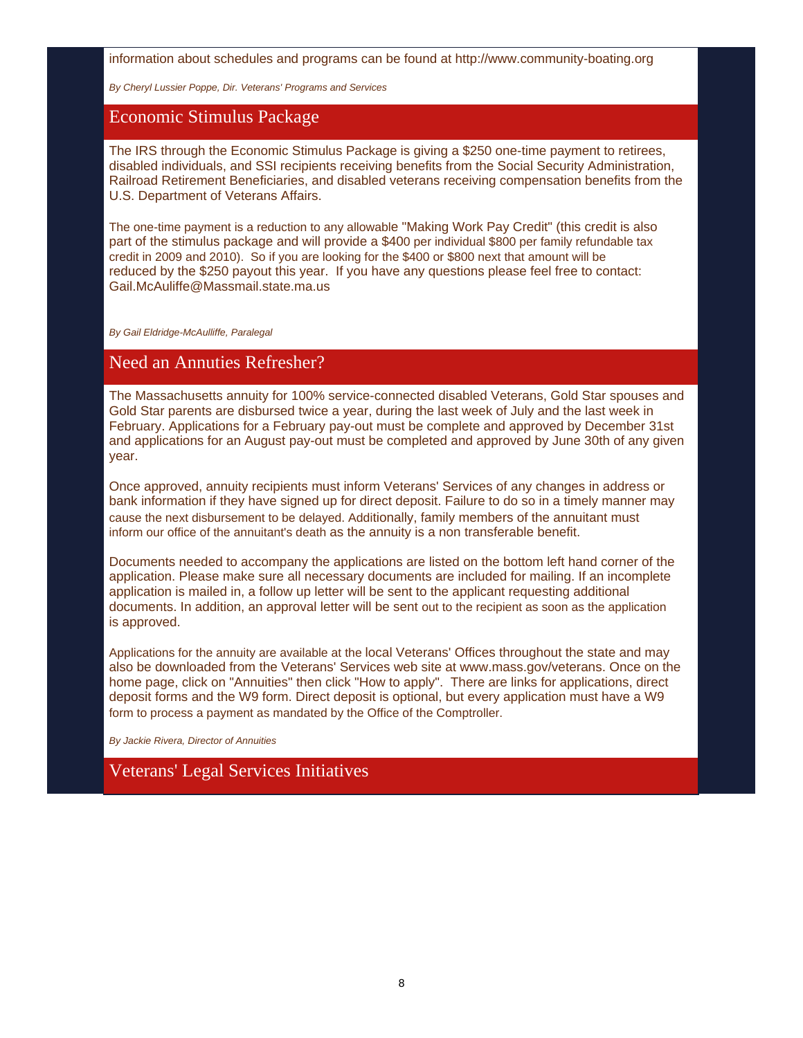information about schedules and programs can be found at http://www.community-boating.org

*By Cheryl Lussier Poppe, Dir. Veterans' Programs and Services*

## Economic Stimulus Package

The IRS through the Economic Stimulus Package is giving a $250 one-time payment to retirees, disabled individuals, and SSI recipients receiving benefits from the Social Security Administration, Railroad Retirement Beneficiaries, and disabled veterans receiving compensation benefits from the U.S. Department of Veterans Affairs.

The one-time payment is a reduction to any allowable "Making Work Pay Credit" (this credit is also part of the stimulus package and will provide a $400 per individual $800 per family refundable tax credit in 2009 and 2010). So if you are looking for the $400 or $800 next that amount will be reduced by the $250 payout this year. If you have any questions please feel free to contact: Gail.McAuliffe@Massmail.state.ma.us

*By Gail Eldridge-McAulliffe, Paralegal*

## Need an Annuties Refresher?

The Massachusetts annuity for 100% service-connected disabled Veterans, Gold Star spouses and Gold Star parents are disbursed twice a year, during the last week of July and the last week in February. Applications for a February pay-out must be complete and approved by December 31st and applications for an August pay-out must be completed and approved by June 30th of any given year.

Once approved, annuity recipients must inform Veterans' Services of any changes in address or bank information if they have signed up for direct deposit. Failure to do so in a timely manner may cause the next disbursement to be delayed. Additionally, family members of the annuitant must inform our office of the annuitant's death as the annuity is a non transferable benefit.

Documents needed to accompany the applications are listed on the bottom left hand corner of the application. Please make sure all necessary documents are included for mailing. If an incomplete application is mailed in, a follow up letter will be sent to the applicant requesting additional documents. In addition, an approval letter will be sent out to the recipient as soon as the application is approved.

Applications for the annuity are available at the local Veterans' Offices throughout the state and may also be downloaded from the Veterans' Services web site at www.mass.gov/veterans. Once on the home page, click on "Annuities" then click "How to apply". There are links for applications, direct deposit forms and the W9 form. Direct deposit is optional, but every application must have a W9 form to process a payment as mandated by the Office of the Comptroller.

*By Jackie Rivera, Director of Annuities*

## Veterans' Legal Services Initiatives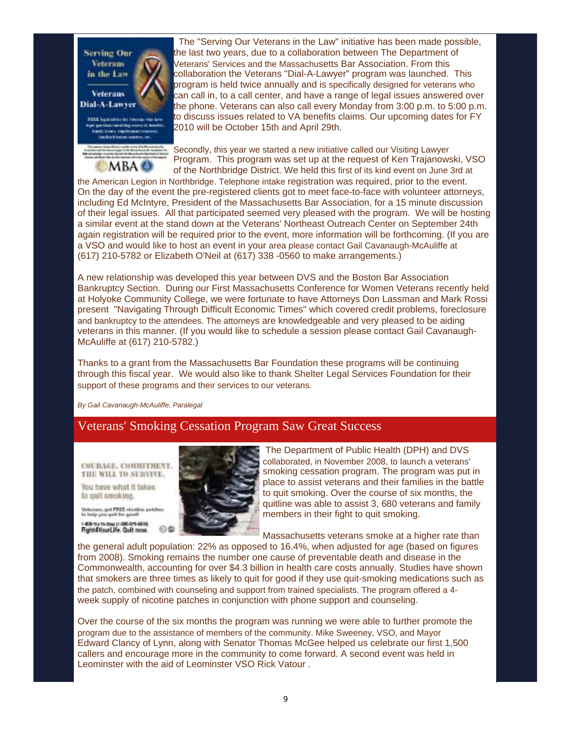The "Serving Our Veterans in the Law" initiative has been made possible, the last two years, due to a collaboration between The Department of Veterans' Services and the Massachusetts Bar Association. From this collaboration the Veterans "Dial-A-Lawyer" program was launched. This program is held twice annually and is specifically designed for veterans who can call in, to a call center, and have a range of legal issues answered over the phone. Veterans can also call every Monday from 3:00 p.m. to 5:00 p.m. to discuss issues related to VA benefits claims. Our upcoming dates for FY 2010 will be October 15th and April 29th.

Secondly, this year we started a new initiative called our Visiting Lawyer Program. This program was set up at the request of Ken Trajanowski, VSO of the Northbridge District. We held this first of its kind event on June 3rd at the American Legion in Northbridge. Telephone intake registration was required, prior to the event. On the day of the event the pre-registered clients got to meet face-to-face with volunteer attorneys, including Ed McIntyre, President of the Massachusetts Bar Association, for a 15 minute discussion of their legal issues. All that participated seemed very pleased with the program. We will be hosting a similar event at the stand down at the Veterans' Northeast Outreach Center on September 24th again registration will be required prior to the event, more information will be forthcoming. (If you are a VSO and would like to host an event in your area please contact Gail Cavanaugh-McAuliffe at (617) 210-5782 or Elizabeth O'Neil at (617) 338 -0560 to make arrangements.)

A new relationship was developed this year between DVS and the Boston Bar Association Bankruptcy Section. During our First Massachusetts Conference for Women Veterans recently held at Holyoke Community College, we were fortunate to have Attorneys Don Lassman and Mark Rossi present "Navigating Through Difficult Economic Times" which covered credit problems, foreclosure and bankruptcy to the attendees. The attorneys are knowledgeable and very pleased to be aiding veterans in this manner. (If you would like to schedule a session please contact Gail Cavanaugh-McAuliffe at (617) 210-5782.)

Thanks to a grant from the Massachusetts Bar Foundation these programs will be continuing through this fiscal year. We would also like to thank Shelter Legal Services Foundation for their support of these programs and their services to our veterans.

*By Gail Cavanaugh-McAuliffe, Paralegal*

## Veterans' Smoking Cessation Program Saw Great Success

The Department of Public Health (DPH) and DVS collaborated, in November 2008, to launch a veterans' smoking cessation program. The program was put in place to assist veterans and their families in the battle to quit smoking. Over the course of six months, the quitline was able to assist 3, 680 veterans and family members in their fight to quit smoking.

Massachusetts veterans smoke at a higher rate than the general adult population: 22% as opposed to 16.4%, when adjusted for age (based on figures from 2008). Smoking remains the number one cause of preventable death and disease in the Commonwealth, accounting for over $4.3 billion in health care costs annually. Studies have shown that smokers are three times as likely to quit for good if they use quit-smoking medications such as the patch, combined with counseling and support from trained specialists. The program offered a 4-week supply of nicotine patches in conjunction with phone support and counseling.

Over the course of the six months the program was running we were able to further promote the program due to the assistance of members of the community. Mike Sweeney, VSO, and Mayor Edward Clancy of Lynn, along with Senator Thomas McGee helped us celebrate our first 1,500 callers and encourage more in the community to come forward. A second event was held in Leominster with the aid of Leominster VSO Rick Vatour .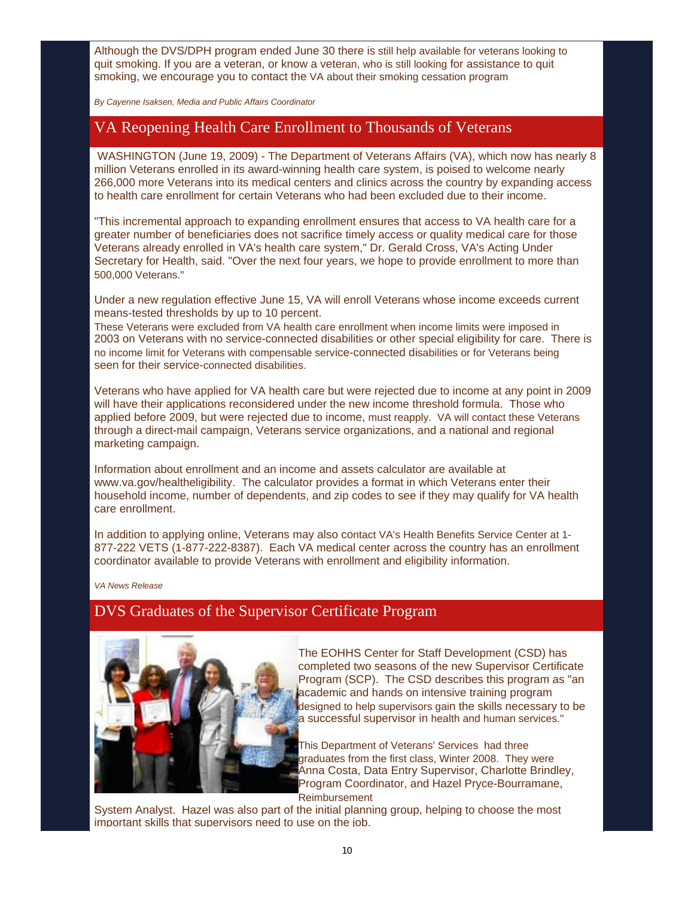Although the DVS/DPH program ended June 30 there is still help available for veterans looking to quit smoking. If you are a veteran, or know a veteran, who is still looking for assistance to quit smoking, we encourage you to contact the VA about their smoking cessation program

*By Cayenne Isaksen, Media and Public Affairs Coordinator*

## VA Reopening Health Care Enrollment to Thousands of Veterans

WASHINGTON (June 19, 2009) - The Department of Veterans Affairs (VA), which now has nearly 8 million Veterans enrolled in its award-winning health care system, is poised to welcome nearly 266,000 more Veterans into its medical centers and clinics across the country by expanding access to health care enrollment for certain Veterans who had been excluded due to their income.

"This incremental approach to expanding enrollment ensures that access to VA health care for a greater number of beneficiaries does not sacrifice timely access or quality medical care for those Veterans already enrolled in VA's health care system," Dr. Gerald Cross, VA's Acting Under Secretary for Health, said. "Over the next four years, we hope to provide enrollment to more than 500,000 Veterans."

Under a new regulation effective June 15, VA will enroll Veterans whose income exceeds current means-tested thresholds by up to 10 percent.
These Veterans were excluded from VA health care enrollment when income limits were imposed in 2003 on Veterans with no service-connected disabilities or other special eligibility for care. There is no income limit for Veterans with compensable service-connected disabilities or for Veterans being seen for their service-connected disabilities.

Veterans who have applied for VA health care but were rejected due to income at any point in 2009 will have their applications reconsidered under the new income threshold formula. Those who applied before 2009, but were rejected due to income, must reapply. VA will contact these Veterans through a direct-mail campaign, Veterans service organizations, and a national and regional marketing campaign.

Information about enrollment and an income and assets calculator are available at www.va.gov/healtheligibility. The calculator provides a format in which Veterans enter their household income, number of dependents, and zip codes to see if they may qualify for VA health care enrollment.

In addition to applying online, Veterans may also contact VA's Health Benefits Service Center at 1-877-222 VETS (1-877-222-8387). Each VA medical center across the country has an enrollment coordinator available to provide Veterans with enrollment and eligibility information.

*VA News Release*

## DVS Graduates of the Supervisor Certificate Program

The EOHHS Center for Staff Development (CSD) has completed two seasons of the new Supervisor Certificate Program (SCP). The CSD describes this program as "an academic and hands on intensive training program designed to help supervisors gain the skills necessary to be a successful supervisor in health and human services."

This Department of Veterans' Services had three graduates from the first class, Winter 2008. They were Anna Costa, Data Entry Supervisor, Charlotte Brindley, Program Coordinator, and Hazel Pryce-Bourramane, Reimbursement System Analyst. Hazel was also part of the initial planning group, helping to choose the most important skills that supervisors need to use on the job.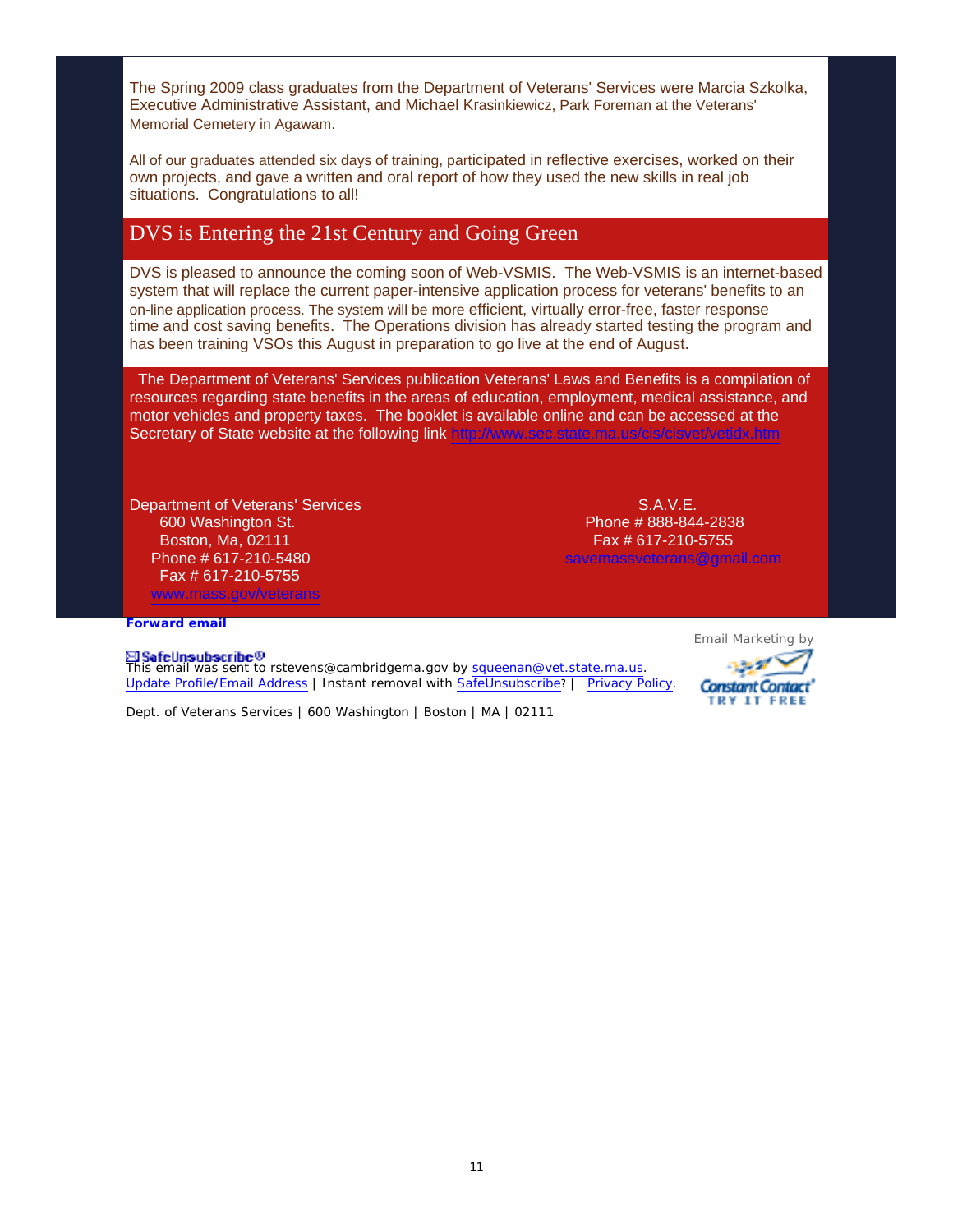The Spring 2009 class graduates from the Department of Veterans' Services were Marcia Szkolka, Executive Administrative Assistant, and Michael Krasinkiewicz, Park Foreman at the Veterans' Memorial Cemetery in Agawam.

All of our graduates attended six days of training, participated in reflective exercises, worked on their own projects, and gave a written and oral report of how they used the new skills in real job situations. Congratulations to all!

## DVS is Entering the 21st Century and Going Green

DVS is pleased to announce the coming soon of Web-VSMIS. The Web-VSMIS is an internet-based system that will replace the current paper-intensive application process for veterans' benefits to an on-line application process. The system will be more efficient, virtually error-free, faster response time and cost saving benefits. The Operations division has already started testing the program and has been training VSOs this August in preparation to go live at the end of August.

The Department of Veterans' Services publication Veterans' Laws and Benefits is a compilation of resources regarding state benefits in the areas of education, employment, medical assistance, and motor vehicles and property taxes. The booklet is available online and can be accessed at the Secretary of State website at the following link http://www.sec.state.ma.us/cis/cisvet/vetidx.htm

Department of Veterans' Services
600 Washington St.
Boston, Ma, 02111
Phone # 617-210-5480
Fax # 617-210-5755
www.mass.gov/veterans

S.A.V.E.
Phone # 888-844-2838
Fax # 617-210-5755
savemassveterans@gmail.com

**Forward email**

SafeUnsubscribe®
This email was sent to rstevens@cambridgema.gov by squeenan@vet.state.ma.us.
Update Profile/Email Address | Instant removal with SafeUnsubscribe™ | Privacy Policy.

Email Marketing by
Constant Contact
TRY IT FREE

Dept. of Veterans Services | 600 Washington | Boston | MA | 02111